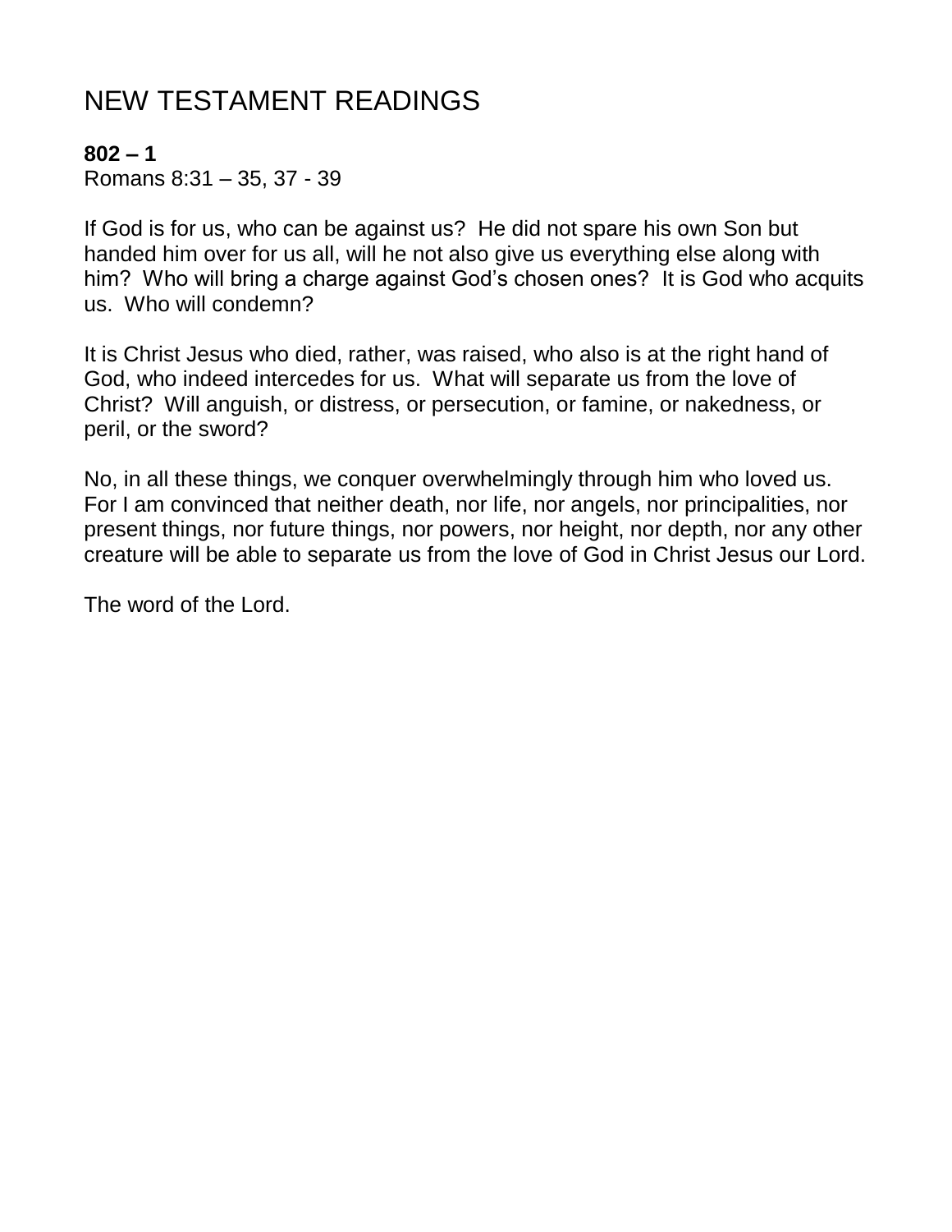# NEW TESTAMENT READINGS

**802 – 1**
Romans 8:31 – 35, 37 - 39

If God is for us, who can be against us? He did not spare his own Son but handed him over for us all, will he not also give us everything else along with him? Who will bring a charge against God's chosen ones? It is God who acquits us. Who will condemn?

It is Christ Jesus who died, rather, was raised, who also is at the right hand of God, who indeed intercedes for us. What will separate us from the love of Christ? Will anguish, or distress, or persecution, or famine, or nakedness, or peril, or the sword?

No, in all these things, we conquer overwhelmingly through him who loved us. For I am convinced that neither death, nor life, nor angels, nor principalities, nor present things, nor future things, nor powers, nor height, nor depth, nor any other creature will be able to separate us from the love of God in Christ Jesus our Lord.

The word of the Lord.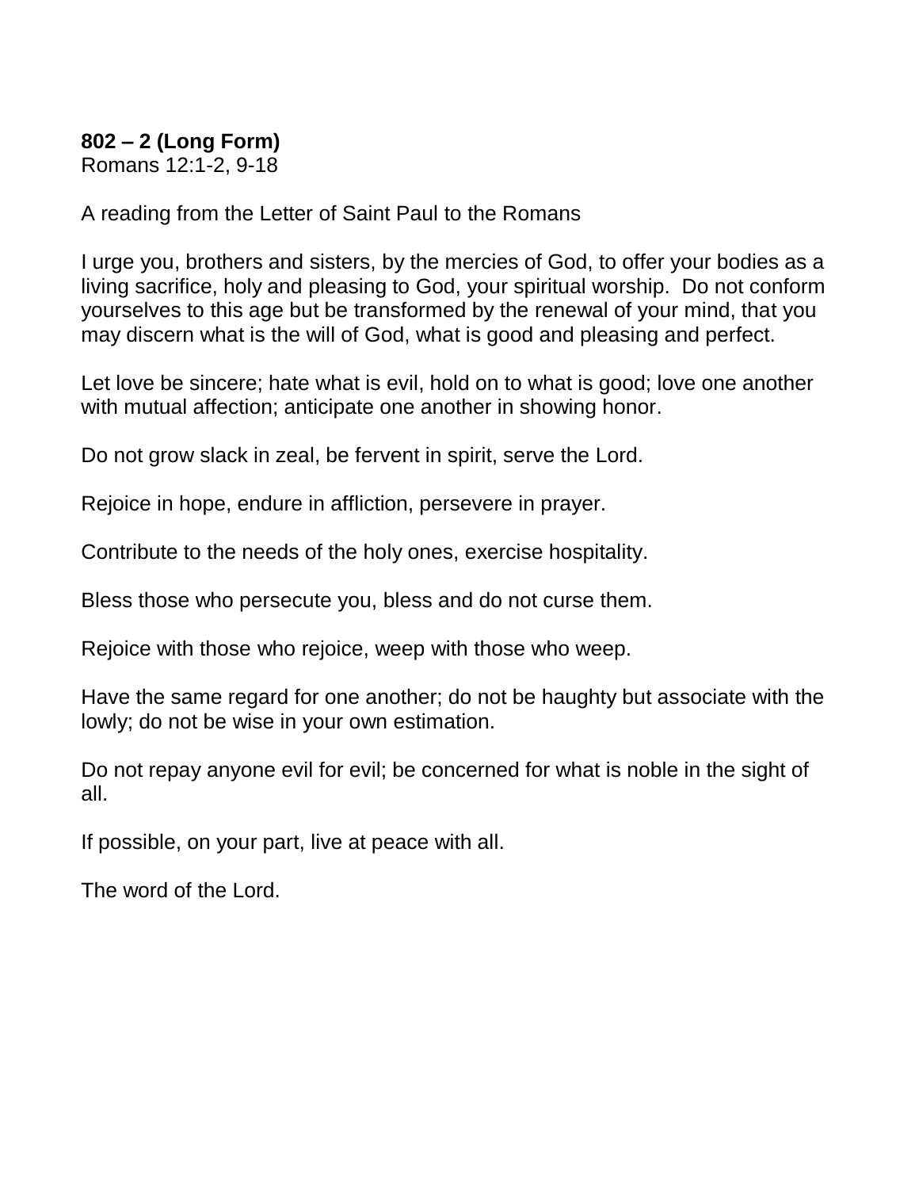**802 – 2 (Long Form)**
Romans 12:1-2, 9-18

A reading from the Letter of Saint Paul to the Romans

I urge you, brothers and sisters, by the mercies of God, to offer your bodies as a living sacrifice, holy and pleasing to God, your spiritual worship. Do not conform yourselves to this age but be transformed by the renewal of your mind, that you may discern what is the will of God, what is good and pleasing and perfect.

Let love be sincere; hate what is evil, hold on to what is good; love one another with mutual affection; anticipate one another in showing honor.

Do not grow slack in zeal, be fervent in spirit, serve the Lord.

Rejoice in hope, endure in affliction, persevere in prayer.

Contribute to the needs of the holy ones, exercise hospitality.

Bless those who persecute you, bless and do not curse them.

Rejoice with those who rejoice, weep with those who weep.

Have the same regard for one another; do not be haughty but associate with the lowly; do not be wise in your own estimation.

Do not repay anyone evil for evil; be concerned for what is noble in the sight of all.

If possible, on your part, live at peace with all.

The word of the Lord.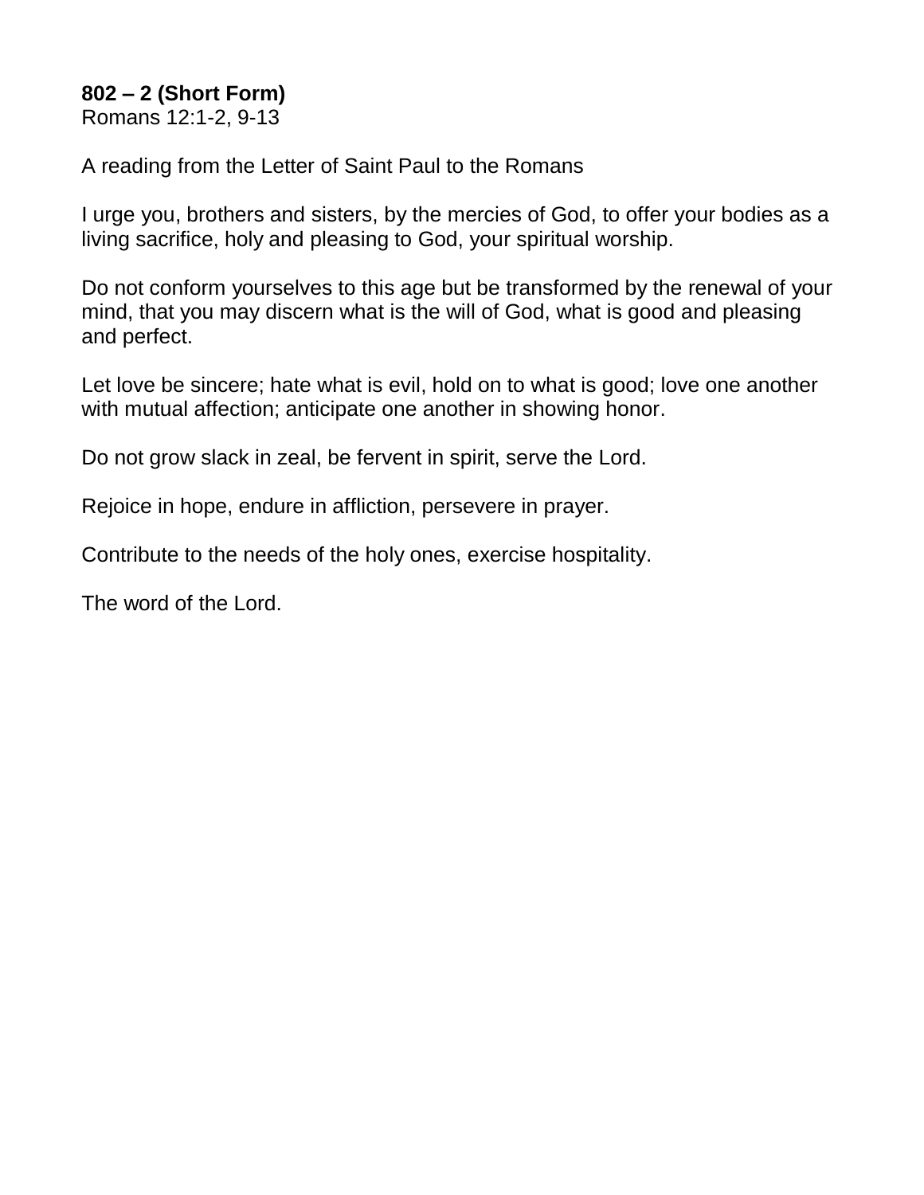**802 – 2 (Short Form)**
Romans 12:1-2, 9-13

A reading from the Letter of Saint Paul to the Romans

I urge you, brothers and sisters, by the mercies of God, to offer your bodies as a living sacrifice, holy and pleasing to God, your spiritual worship.

Do not conform yourselves to this age but be transformed by the renewal of your mind, that you may discern what is the will of God, what is good and pleasing and perfect.

Let love be sincere; hate what is evil, hold on to what is good; love one another with mutual affection; anticipate one another in showing honor.

Do not grow slack in zeal, be fervent in spirit, serve the Lord.

Rejoice in hope, endure in affliction, persevere in prayer.

Contribute to the needs of the holy ones, exercise hospitality.

The word of the Lord.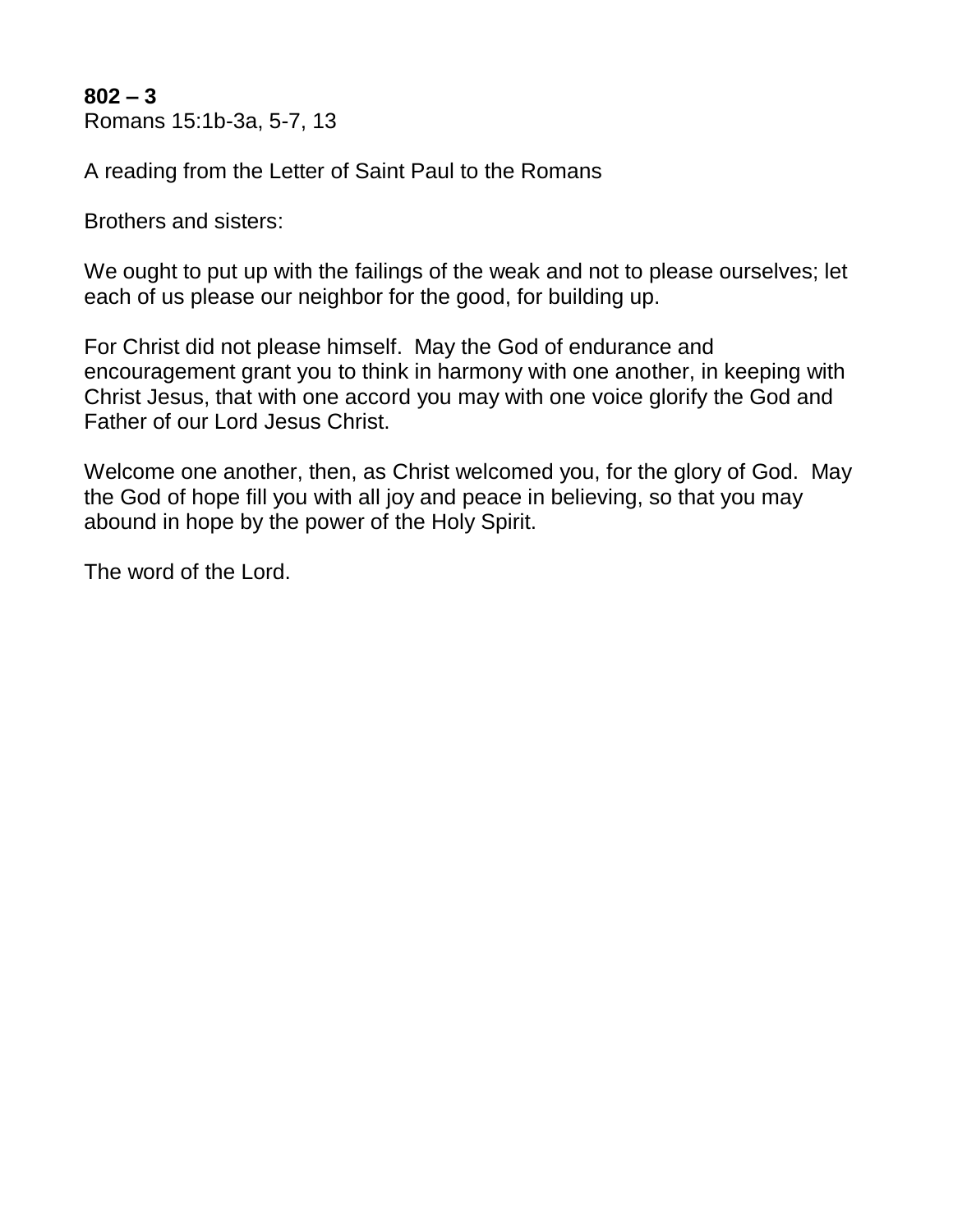**802 – 3**
Romans 15:1b-3a, 5-7, 13

A reading from the Letter of Saint Paul to the Romans

Brothers and sisters:

We ought to put up with the failings of the weak and not to please ourselves; let each of us please our neighbor for the good, for building up.

For Christ did not please himself. May the God of endurance and encouragement grant you to think in harmony with one another, in keeping with Christ Jesus, that with one accord you may with one voice glorify the God and Father of our Lord Jesus Christ.

Welcome one another, then, as Christ welcomed you, for the glory of God. May the God of hope fill you with all joy and peace in believing, so that you may abound in hope by the power of the Holy Spirit.

The word of the Lord.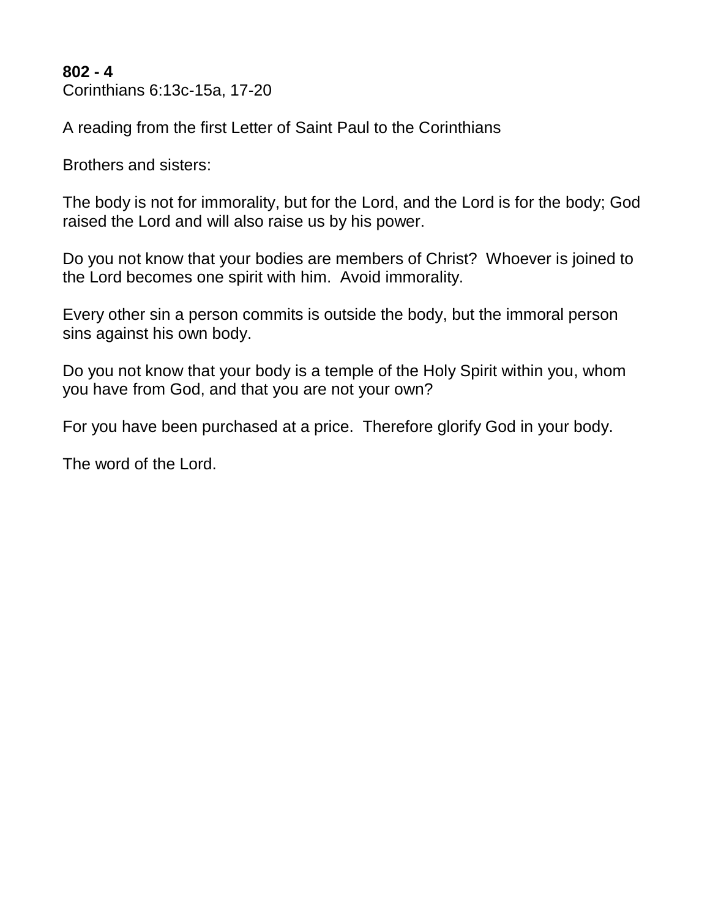**802 - 4**
Corinthians 6:13c-15a, 17-20

A reading from the first Letter of Saint Paul to the Corinthians

Brothers and sisters:

The body is not for immorality, but for the Lord, and the Lord is for the body; God raised the Lord and will also raise us by his power.

Do you not know that your bodies are members of Christ? Whoever is joined to the Lord becomes one spirit with him. Avoid immorality.

Every other sin a person commits is outside the body, but the immoral person sins against his own body.

Do you not know that your body is a temple of the Holy Spirit within you, whom you have from God, and that you are not your own?

For you have been purchased at a price. Therefore glorify God in your body.

The word of the Lord.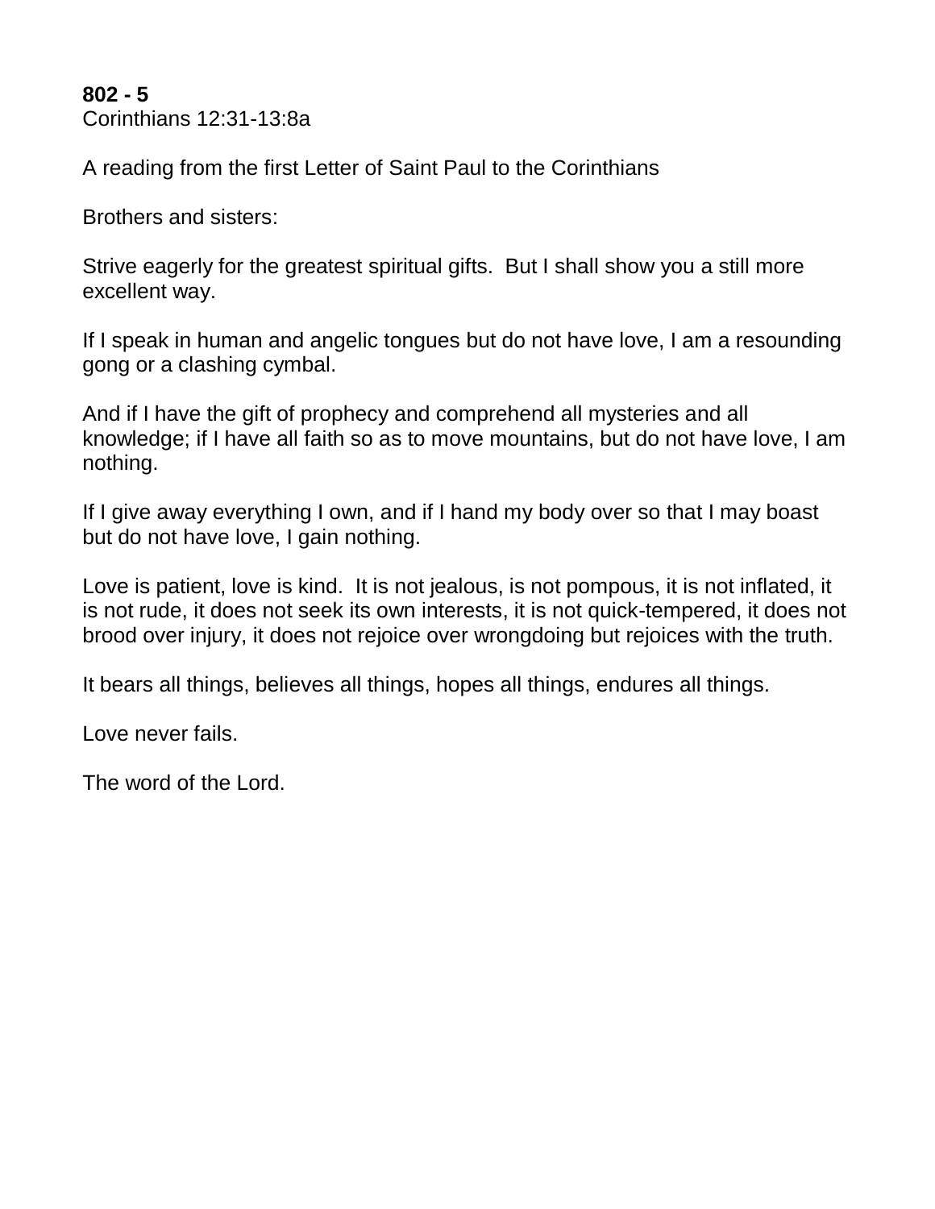**802 - 5**
Corinthians 12:31-13:8a

A reading from the first Letter of Saint Paul to the Corinthians

Brothers and sisters:

Strive eagerly for the greatest spiritual gifts.  But I shall show you a still more excellent way.

If I speak in human and angelic tongues but do not have love, I am a resounding gong or a clashing cymbal.

And if I have the gift of prophecy and comprehend all mysteries and all knowledge; if I have all faith so as to move mountains, but do not have love, I am nothing.

If I give away everything I own, and if I hand my body over so that I may boast but do not have love, I gain nothing.

Love is patient, love is kind.  It is not jealous, is not pompous, it is not inflated, it is not rude, it does not seek its own interests, it is not quick-tempered, it does not brood over injury, it does not rejoice over wrongdoing but rejoices with the truth.

It bears all things, believes all things, hopes all things, endures all things.

Love never fails.

The word of the Lord.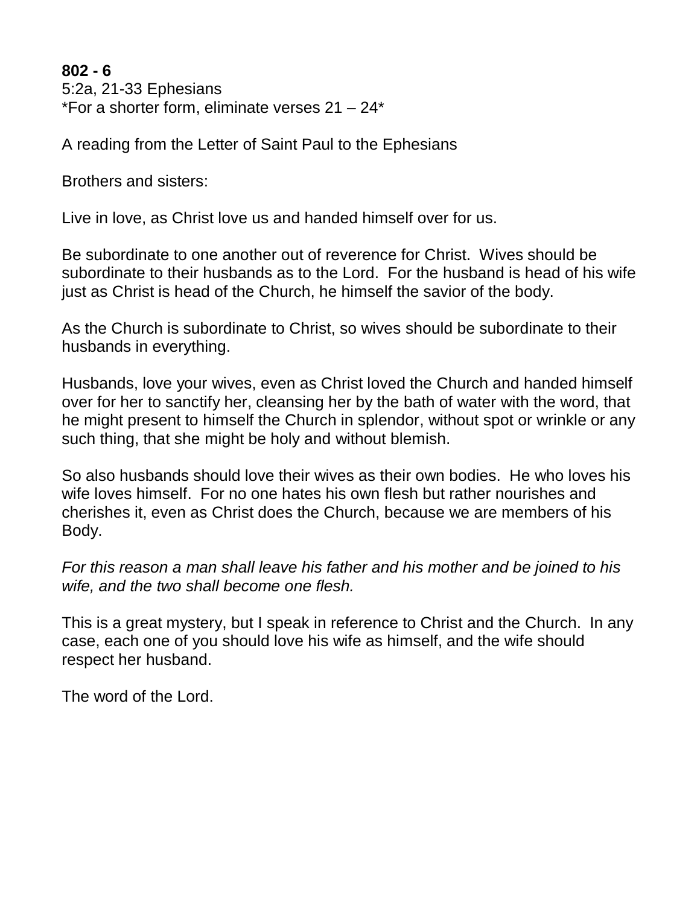**802 - 6**
5:2a, 21-33 Ephesians
*For a shorter form, eliminate verses 21 – 24*

A reading from the Letter of Saint Paul to the Ephesians

Brothers and sisters:

Live in love, as Christ love us and handed himself over for us.

Be subordinate to one another out of reverence for Christ.  Wives should be subordinate to their husbands as to the Lord.  For the husband is head of his wife just as Christ is head of the Church, he himself the savior of the body.

As the Church is subordinate to Christ, so wives should be subordinate to their husbands in everything.

Husbands, love your wives, even as Christ loved the Church and handed himself over for her to sanctify her, cleansing her by the bath of water with the word, that he might present to himself the Church in splendor, without spot or wrinkle or any such thing, that she might be holy and without blemish.

So also husbands should love their wives as their own bodies.  He who loves his wife loves himself.  For no one hates his own flesh but rather nourishes and cherishes it, even as Christ does the Church, because we are members of his Body.

*For this reason a man shall leave his father and his mother and be joined to his wife, and the two shall become one flesh.*

This is a great mystery, but I speak in reference to Christ and the Church.  In any case, each one of you should love his wife as himself, and the wife should respect her husband.

The word of the Lord.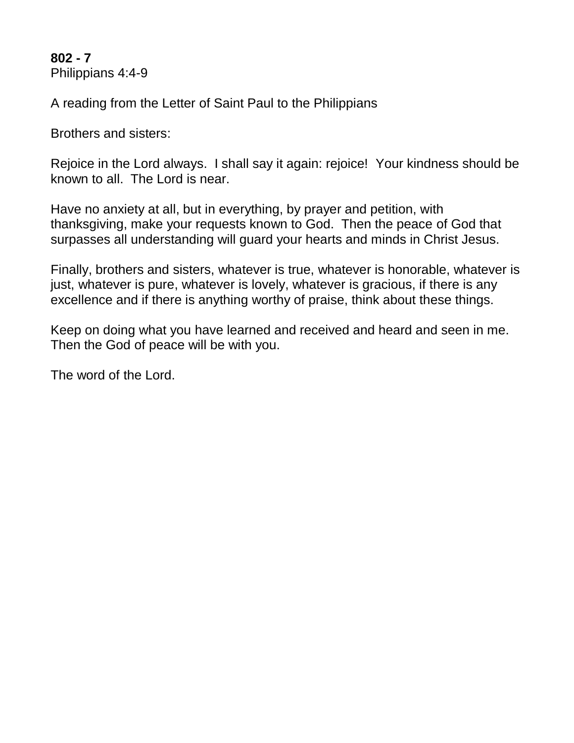**802 - 7**
Philippians 4:4-9

A reading from the Letter of Saint Paul to the Philippians

Brothers and sisters:

Rejoice in the Lord always.  I shall say it again: rejoice!  Your kindness should be known to all.  The Lord is near.

Have no anxiety at all, but in everything, by prayer and petition, with thanksgiving, make your requests known to God.  Then the peace of God that surpasses all understanding will guard your hearts and minds in Christ Jesus.

Finally, brothers and sisters, whatever is true, whatever is honorable, whatever is just, whatever is pure, whatever is lovely, whatever is gracious, if there is any excellence and if there is anything worthy of praise, think about these things.

Keep on doing what you have learned and received and heard and seen in me. Then the God of peace will be with you.

The word of the Lord.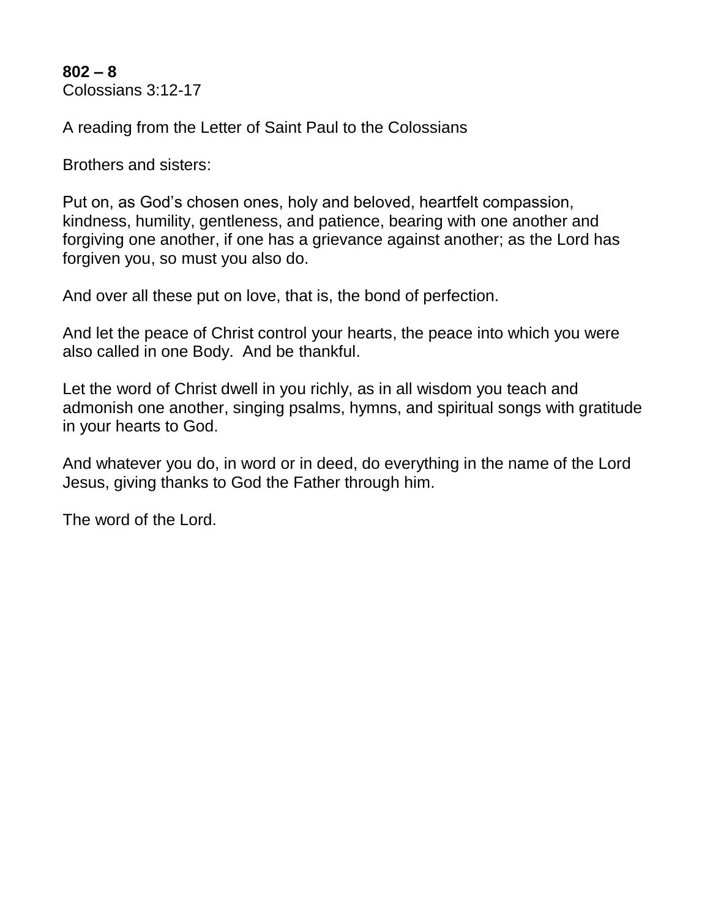**802 – 8**
Colossians 3:12-17

A reading from the Letter of Saint Paul to the Colossians

Brothers and sisters:

Put on, as God's chosen ones, holy and beloved, heartfelt compassion, kindness, humility, gentleness, and patience, bearing with one another and forgiving one another, if one has a grievance against another; as the Lord has forgiven you, so must you also do.

And over all these put on love, that is, the bond of perfection.

And let the peace of Christ control your hearts, the peace into which you were also called in one Body. And be thankful.

Let the word of Christ dwell in you richly, as in all wisdom you teach and admonish one another, singing psalms, hymns, and spiritual songs with gratitude in your hearts to God.

And whatever you do, in word or in deed, do everything in the name of the Lord Jesus, giving thanks to God the Father through him.

The word of the Lord.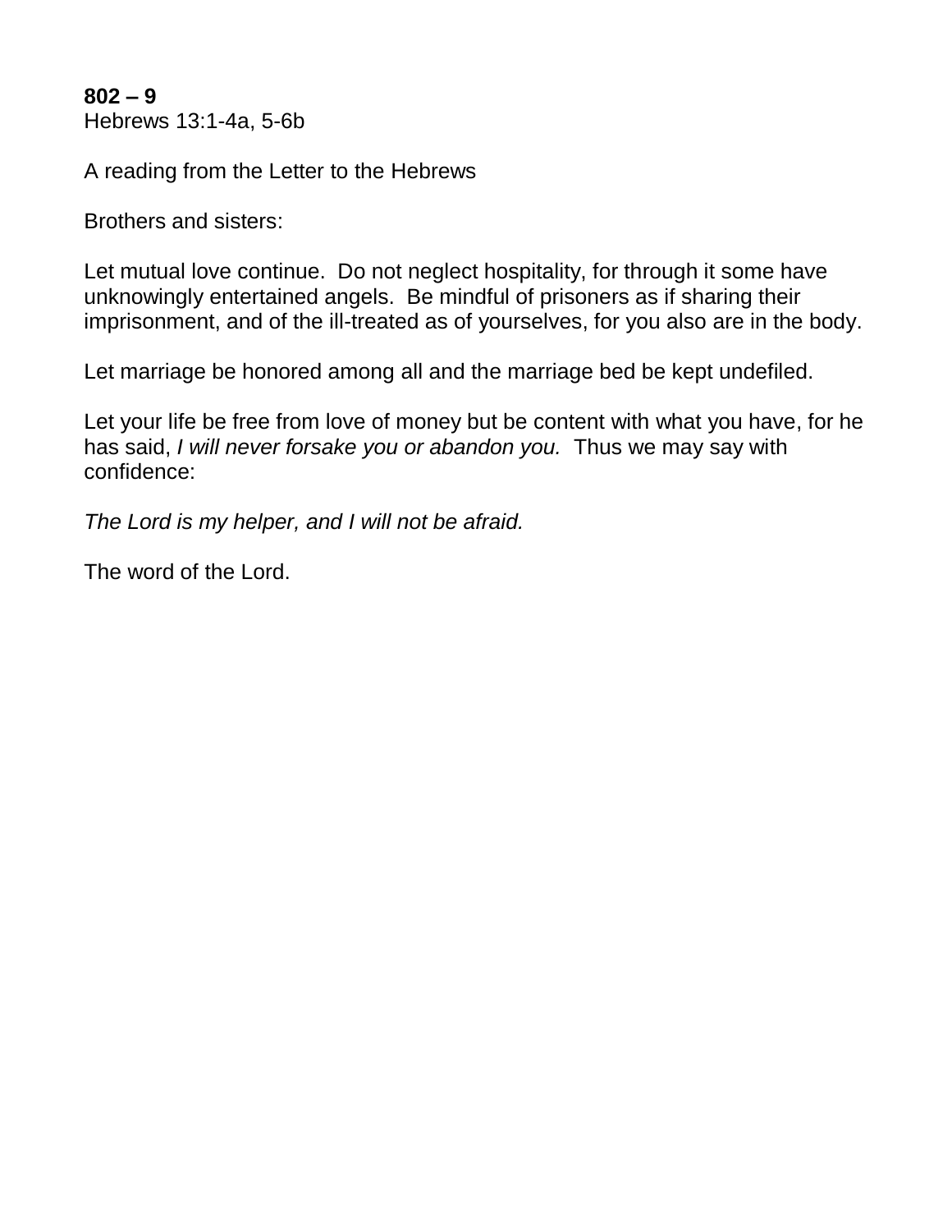**802 – 9**
Hebrews 13:1-4a, 5-6b

A reading from the Letter to the Hebrews

Brothers and sisters:

Let mutual love continue. Do not neglect hospitality, for through it some have unknowingly entertained angels. Be mindful of prisoners as if sharing their imprisonment, and of the ill-treated as of yourselves, for you also are in the body.

Let marriage be honored among all and the marriage bed be kept undefiled.

Let your life be free from love of money but be content with what you have, for he has said, *I will never forsake you or abandon you.* Thus we may say with confidence:

*The Lord is my helper, and I will not be afraid.*

The word of the Lord.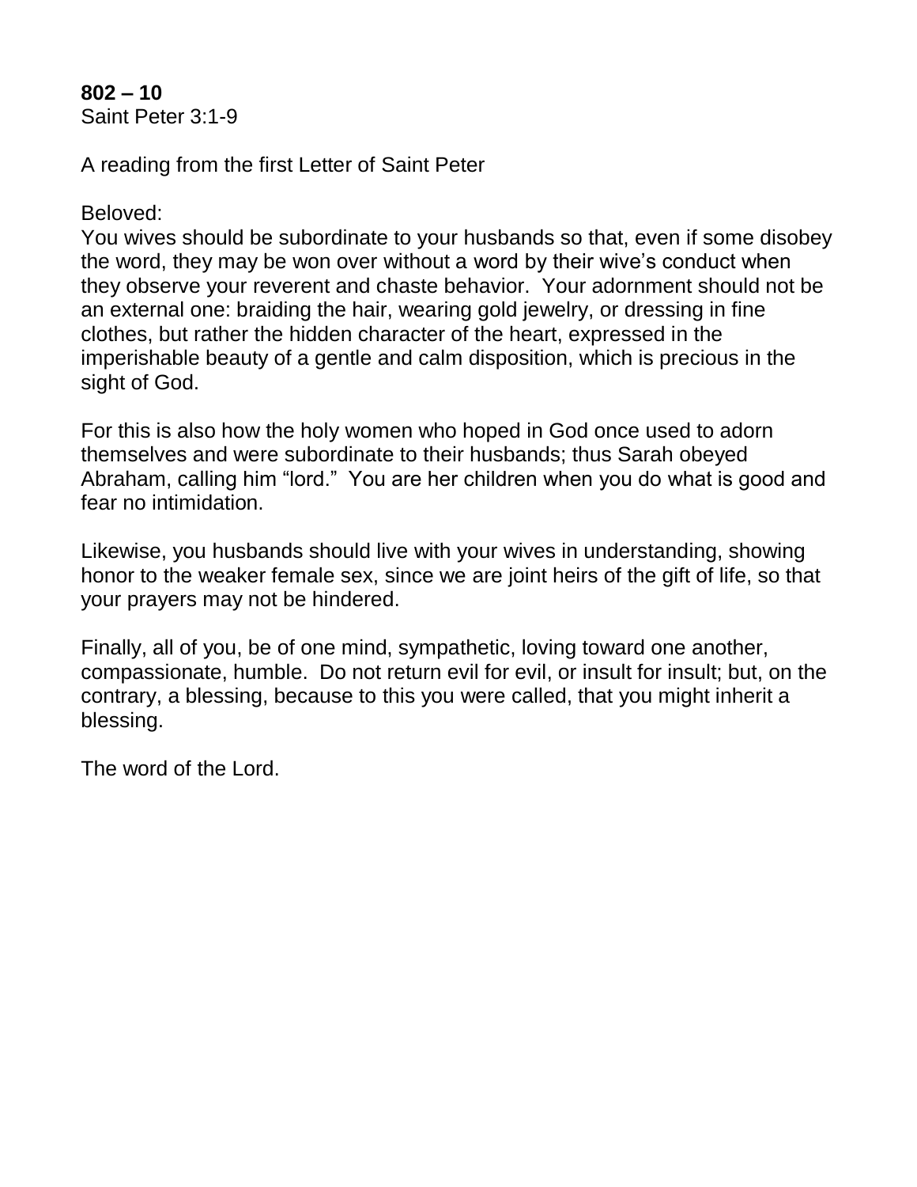**802 – 10**
Saint Peter 3:1-9

A reading from the first Letter of Saint Peter

Beloved:
You wives should be subordinate to your husbands so that, even if some disobey the word, they may be won over without a word by their wive's conduct when they observe your reverent and chaste behavior. Your adornment should not be an external one: braiding the hair, wearing gold jewelry, or dressing in fine clothes, but rather the hidden character of the heart, expressed in the imperishable beauty of a gentle and calm disposition, which is precious in the sight of God.

For this is also how the holy women who hoped in God once used to adorn themselves and were subordinate to their husbands; thus Sarah obeyed Abraham, calling him "lord." You are her children when you do what is good and fear no intimidation.

Likewise, you husbands should live with your wives in understanding, showing honor to the weaker female sex, since we are joint heirs of the gift of life, so that your prayers may not be hindered.

Finally, all of you, be of one mind, sympathetic, loving toward one another, compassionate, humble. Do not return evil for evil, or insult for insult; but, on the contrary, a blessing, because to this you were called, that you might inherit a blessing.

The word of the Lord.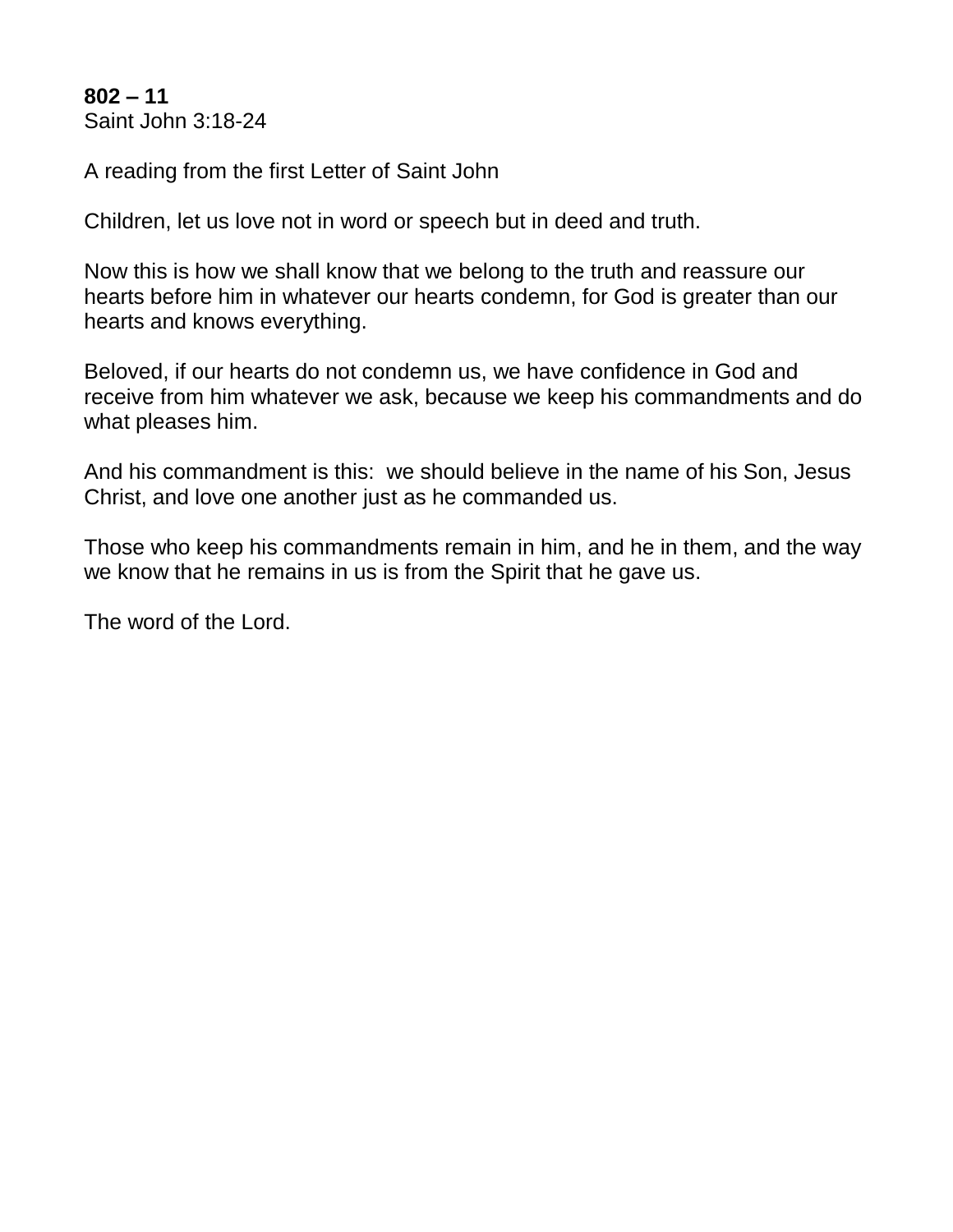**802 – 11**
Saint John 3:18-24

A reading from the first Letter of Saint John

Children, let us love not in word or speech but in deed and truth.

Now this is how we shall know that we belong to the truth and reassure our hearts before him in whatever our hearts condemn, for God is greater than our hearts and knows everything.

Beloved, if our hearts do not condemn us, we have confidence in God and receive from him whatever we ask, because we keep his commandments and do what pleases him.

And his commandment is this: we should believe in the name of his Son, Jesus Christ, and love one another just as he commanded us.

Those who keep his commandments remain in him, and he in them, and the way we know that he remains in us is from the Spirit that he gave us.

The word of the Lord.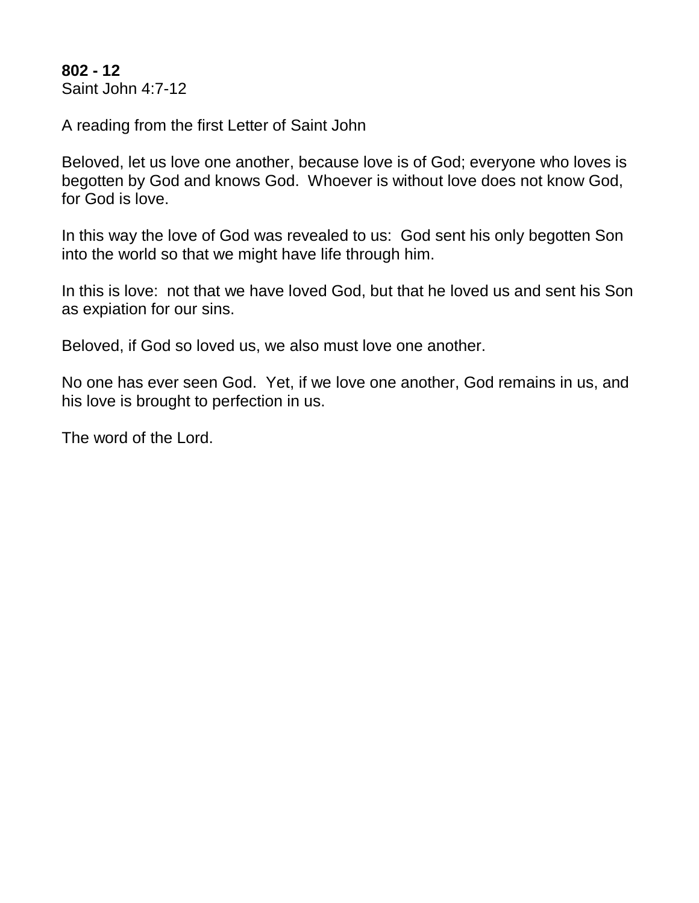**802 - 12**
Saint John 4:7-12

A reading from the first Letter of Saint John

Beloved, let us love one another, because love is of God; everyone who loves is begotten by God and knows God. Whoever is without love does not know God, for God is love.

In this way the love of God was revealed to us: God sent his only begotten Son into the world so that we might have life through him.

In this is love: not that we have loved God, but that he loved us and sent his Son as expiation for our sins.

Beloved, if God so loved us, we also must love one another.

No one has ever seen God. Yet, if we love one another, God remains in us, and his love is brought to perfection in us.

The word of the Lord.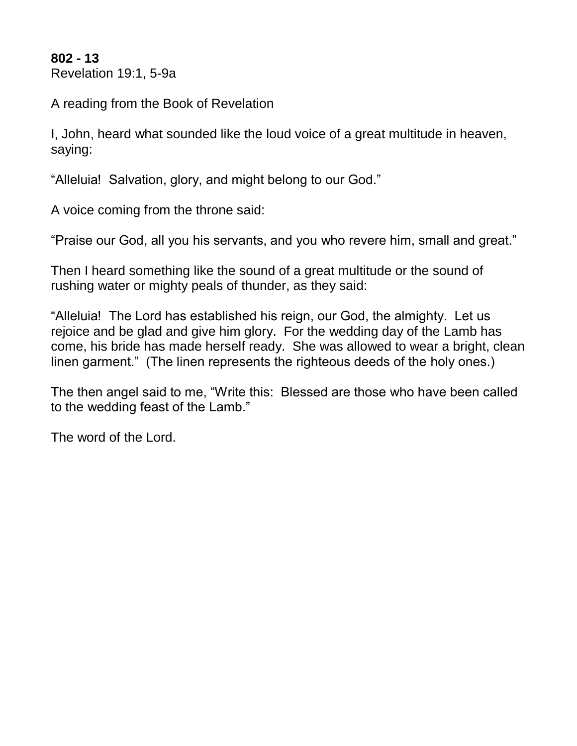**802 - 13**
Revelation 19:1, 5-9a

A reading from the Book of Revelation

I, John, heard what sounded like the loud voice of a great multitude in heaven, saying:

“Alleluia!  Salvation, glory, and might belong to our God.”

A voice coming from the throne said:

“Praise our God, all you his servants, and you who revere him, small and great.”

Then I heard something like the sound of a great multitude or the sound of rushing water or mighty peals of thunder, as they said:

“Alleluia!  The Lord has established his reign, our God, the almighty.  Let us rejoice and be glad and give him glory.  For the wedding day of the Lamb has come, his bride has made herself ready.  She was allowed to wear a bright, clean linen garment.”  (The linen represents the righteous deeds of the holy ones.)

The then angel said to me, “Write this:  Blessed are those who have been called to the wedding feast of the Lamb.”

The word of the Lord.